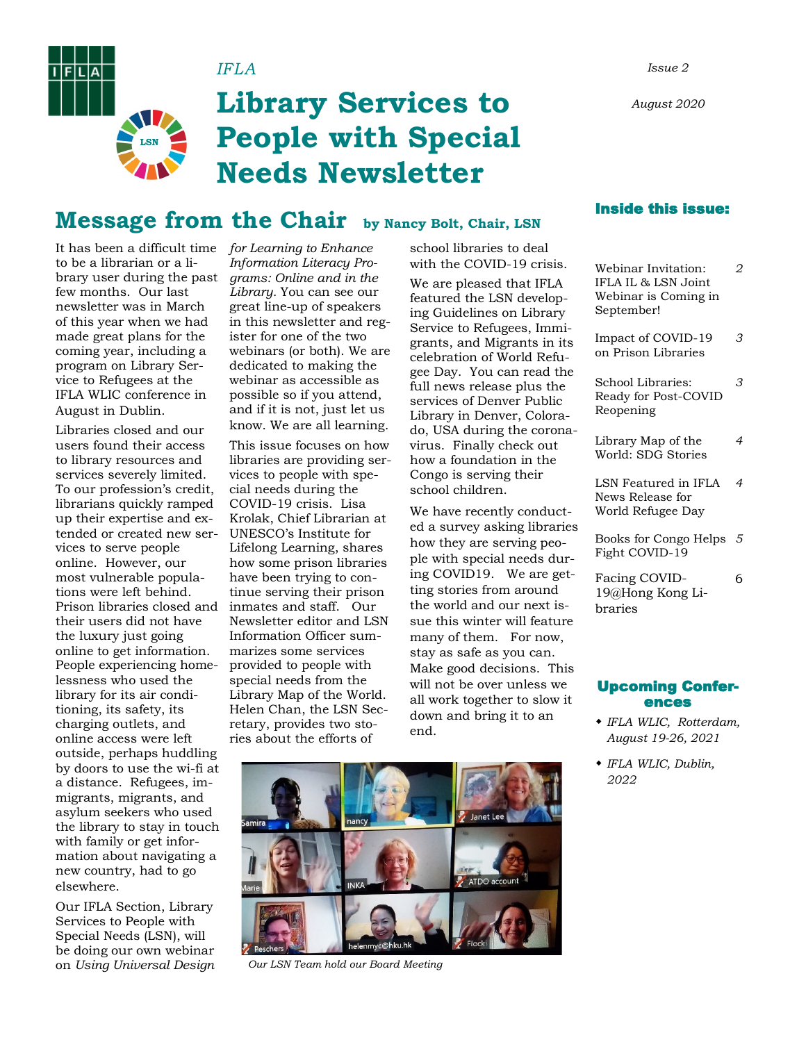IFLA

# Library Services to People with Special Needs Newsletter

*Issue 2*

*August 2020*

## Message from the Chair

**by Nancy Bolt, Chair, LSN**

It has been a difficult time to be a librarian or a library user during the past few months. Our last newsletter was in March of this year when we had made great plans for the coming year, including a program on Library Service to Refugees at the IFLA WLIC conference in August in Dublin.

Libraries closed and our users found their access to library resources and services severely limited. To our profession's credit, librarians quickly ramped up their expertise and extended or created new services to serve people online. However, our most vulnerable populations were left behind. Prison libraries closed and their users did not have the luxury just going online to get information. People experiencing homelessness who used the library for its air conditioning, its safety, its charging outlets, and online access were left outside, perhaps huddling by doors to use the wi-fi at a distance. Refugees, immigrants, migrants, and asylum seekers who used the library to stay in touch with family or get information about navigating a new country, had to go elsewhere.

Our IFLA Section, Library Services to People with Special Needs (LSN), will be doing our own webinar on *Using Universal Design for Learning to Enhance Information Literacy Programs: Online and in the Library*. You can see our great line-up of speakers in this newsletter and register for one of the two webinars (or both). We are dedicated to making the webinar as accessible as possible so if you attend, and if it is not, just let us know. We are all learning.

This issue focuses on how libraries are providing services to people with special needs during the COVID-19 crisis. Lisa Krolak, Chief Librarian at UNESCO's Institute for Lifelong Learning, shares how some prison libraries have been trying to continue serving their prison inmates and staff. Our Newsletter editor and LSN Information Officer summarizes some services provided to people with special needs from the Library Map of the World. Helen Chan, the LSN Secretary, provides two stories about the efforts of school libraries to deal with the COVID-19 crisis.

We are pleased that IFLA featured the LSN developing Guidelines on Library Service to Refugees, Immigrants, and Migrants in its celebration of World Refugee Day. You can read the full news release plus the services of Denver Public Library in Denver, Colorado, USA during the coronavirus. Finally check out how a foundation in the Congo is serving their school children.

We have recently conducted a survey asking libraries how they are serving people with special needs during COVID19. We are getting stories from around the world and our next issue this winter will feature many of them. For now, stay as safe as you can. Make good decisions. This will not be over unless we all work together to slow it down and bring it to an end.

*Our LSN Team hold our Board Meeting*

### Inside this issue:

| | |
|---|---|
| Webinar Invitation: IFLA IL & LSN Joint Webinar is Coming in September! | 2 |
| Impact of COVID-19 on Prison Libraries | 3 |
| School Libraries: Ready for Post-COVID Reopening | 3 |
| Library Map of the World: SDG Stories | 4 |
| LSN Featured in IFLA News Release for World Refugee Day | 4 |
| Books for Congo Helps Fight COVID-19 | 5 |
| Facing COVID-19@Hong Kong Libraries | 6 |

### Upcoming Conferences

- *IFLA WLIC, Rotterdam, August 19-26, 2021*
- *IFLA WLIC, Dublin, 2022*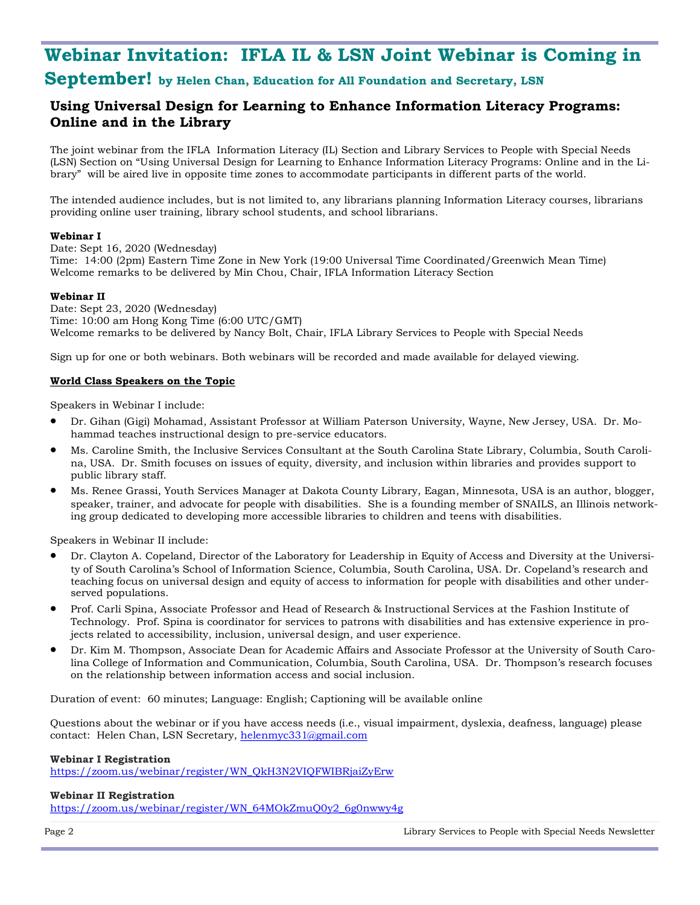# Webinar Invitation: IFLA IL & LSN Joint Webinar is Coming in September! by Helen Chan, Education for All Foundation and Secretary, LSN

## Using Universal Design for Learning to Enhance Information Literacy Programs: Online and in the Library

The joint webinar from the IFLA Information Literacy (IL) Section and Library Services to People with Special Needs (LSN) Section on "Using Universal Design for Learning to Enhance Information Literacy Programs: Online and in the Library" will be aired live in opposite time zones to accommodate participants in different parts of the world.

The intended audience includes, but is not limited to, any librarians planning Information Literacy courses, librarians providing online user training, library school students, and school librarians.

**Webinar I**
Date: Sept 16, 2020 (Wednesday)
Time: 14:00 (2pm) Eastern Time Zone in New York (19:00 Universal Time Coordinated/Greenwich Mean Time)
Welcome remarks to be delivered by Min Chou, Chair, IFLA Information Literacy Section

**Webinar II**
Date: Sept 23, 2020 (Wednesday)
Time: 10:00 am Hong Kong Time (6:00 UTC/GMT)
Welcome remarks to be delivered by Nancy Bolt, Chair, IFLA Library Services to People with Special Needs

Sign up for one or both webinars. Both webinars will be recorded and made available for delayed viewing.

**World Class Speakers on the Topic**

Speakers in Webinar I include:

- Dr. Gihan (Gigi) Mohamad, Assistant Professor at William Paterson University, Wayne, New Jersey, USA. Dr. Mohammad teaches instructional design to pre-service educators.
- Ms. Caroline Smith, the Inclusive Services Consultant at the South Carolina State Library, Columbia, South Carolina, USA. Dr. Smith focuses on issues of equity, diversity, and inclusion within libraries and provides support to public library staff.
- Ms. Renee Grassi, Youth Services Manager at Dakota County Library, Eagan, Minnesota, USA is an author, blogger, speaker, trainer, and advocate for people with disabilities. She is a founding member of SNAILS, an Illinois networking group dedicated to developing more accessible libraries to children and teens with disabilities.

Speakers in Webinar II include:

- Dr. Clayton A. Copeland, Director of the Laboratory for Leadership in Equity of Access and Diversity at the University of South Carolina's School of Information Science, Columbia, South Carolina, USA. Dr. Copeland's research and teaching focus on universal design and equity of access to information for people with disabilities and other underserved populations.
- Prof. Carli Spina, Associate Professor and Head of Research & Instructional Services at the Fashion Institute of Technology. Prof. Spina is coordinator for services to patrons with disabilities and has extensive experience in projects related to accessibility, inclusion, universal design, and user experience.
- Dr. Kim M. Thompson, Associate Dean for Academic Affairs and Associate Professor at the University of South Carolina College of Information and Communication, Columbia, South Carolina, USA. Dr. Thompson's research focuses on the relationship between information access and social inclusion.

Duration of event: 60 minutes; Language: English; Captioning will be available online

Questions about the webinar or if you have access needs (i.e., visual impairment, dyslexia, deafness, language) please contact: Helen Chan, LSN Secretary, helenmyc331@gmail.com

**Webinar I Registration**
https://zoom.us/webinar/register/WN_QkH3N2VIQFWIBRjaiZyErw

**Webinar II Registration**
https://zoom.us/webinar/register/WN_64MOkZmuQ0y2_6g0nwwy4g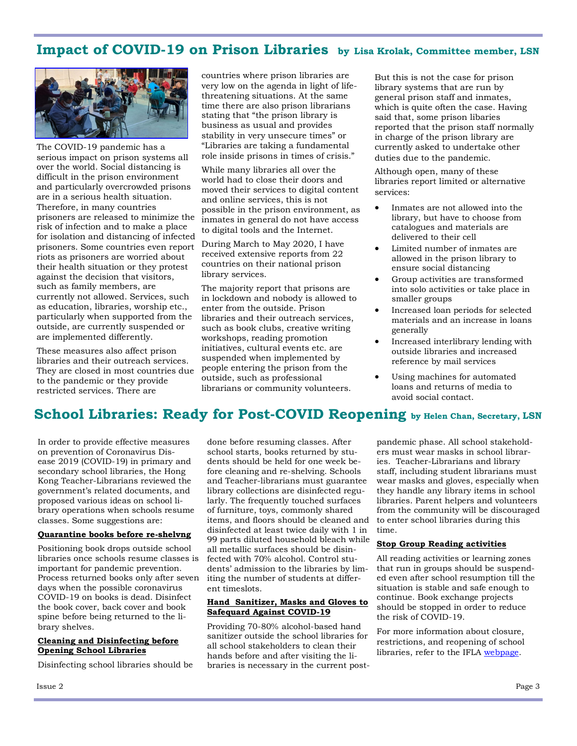## Impact of COVID-19 on Prison Libraries by Lisa Krolak, Committee member, LSN

The COVID-19 pandemic has a serious impact on prison systems all over the world. Social distancing is difficult in the prison environment and particularly overcrowded prisons are in a serious health situation. Therefore, in many countries prisoners are released to minimize the risk of infection and to make a place for isolation and distancing of infected prisoners. Some countries even report riots as prisoners are worried about their health situation or they protest against the decision that visitors, such as family members, are currently not allowed. Services, such as education, libraries, worship etc., particularly when supported from the outside, are currently suspended or are implemented differently.

These measures also affect prison libraries and their outreach services. They are closed in most countries due to the pandemic or they provide restricted services. There are countries where prison libraries are very low on the agenda in light of life-threatening situations. At the same time there are also prison librarians stating that "the prison library is business as usual and provides stability in very unsecure times" or "Libraries are taking a fundamental role inside prisons in times of crisis."

While many libraries all over the world had to close their doors and moved their services to digital content and online services, this is not possible in the prison environment, as inmates in general do not have access to digital tools and the Internet.

During March to May 2020, I have received extensive reports from 22 countries on their national prison library services.

The majority report that prisons are in lockdown and nobody is allowed to enter from the outside. Prison libraries and their outreach services, such as book clubs, creative writing workshops, reading promotion initiatives, cultural events etc. are suspended when implemented by people entering the prison from the outside, such as professional librarians or community volunteers.

But this is not the case for prison library systems that are run by general prison staff and inmates, which is quite often the case. Having said that, some prison libaries reported that the prison staff normally in charge of the prison library are currently asked to undertake other duties due to the pandemic.

Although open, many of these libraries report limited or alternative services:

- Inmates are not allowed into the library, but have to choose from catalogues and materials are delivered to their cell
- Limited number of inmates are allowed in the prison library to ensure social distancing
- Group activities are transformed into solo activities or take place in smaller groups
- Increased loan periods for selected materials and an increase in loans generally
- Increased interlibrary lending with outside libraries and increased reference by mail services
- Using machines for automated loans and returns of media to avoid social contact.

## School Libraries: Ready for Post-COVID Reopening by Helen Chan, Secretary, LSN

In order to provide effective measures on prevention of Coronavirus Disease 2019 (COVID-19) in primary and secondary school libraries, the Hong Kong Teacher-Librarians reviewed the government's related documents, and proposed various ideas on school library operations when schools resume classes. Some suggestions are:

**Quarantine books before re-shelvng**

Positioning book drops outside school libraries once schools resume classes is important for pandemic prevention. Process returned books only after seven days when the possible coronavirus COVID-19 on books is dead. Disinfect the book cover, back cover and book spine before being returned to the library shelves.

**Cleaning and Disinfecting before Opening School Libraries**

Disinfecting school libraries should be done before resuming classes. After school starts, books returned by students should be held for one week before cleaning and re-shelving. Schools and Teacher-librarians must guarantee library collections are disinfected regularly. The frequently touched surfaces of furniture, toys, commonly shared items, and floors should be cleaned and disinfected at least twice daily with 1 in 99 parts diluted household bleach while all metallic surfaces should be disinfected with 70% alcohol. Control students' admission to the libraries by limiting the number of students at different timeslots.

**Hand Sanitizer, Masks and Gloves to Safequard Against COVID-19**

Providing 70-80% alcohol-based hand sanitizer outside the school libraries for all school stakeholders to clean their hands before and after visiting the libraries is necessary in the current post-pandemic phase. All school stakeholders must wear masks in school libraries. Teacher-Librarians and library staff, including student librarians must wear masks and gloves, especially when they handle any library items in school libraries. Parent helpers and volunteers from the community will be discouraged to enter school libraries during this time.

**Stop Group Reading activities**

All reading activities or learning zones that run in groups should be suspended even after school resumption till the situation is stable and safe enough to continue. Book exchange projects should be stopped in order to reduce the risk of COVID-19.

For more information about closure, restrictions, and reopening of school libraries, refer to the IFLA webpage.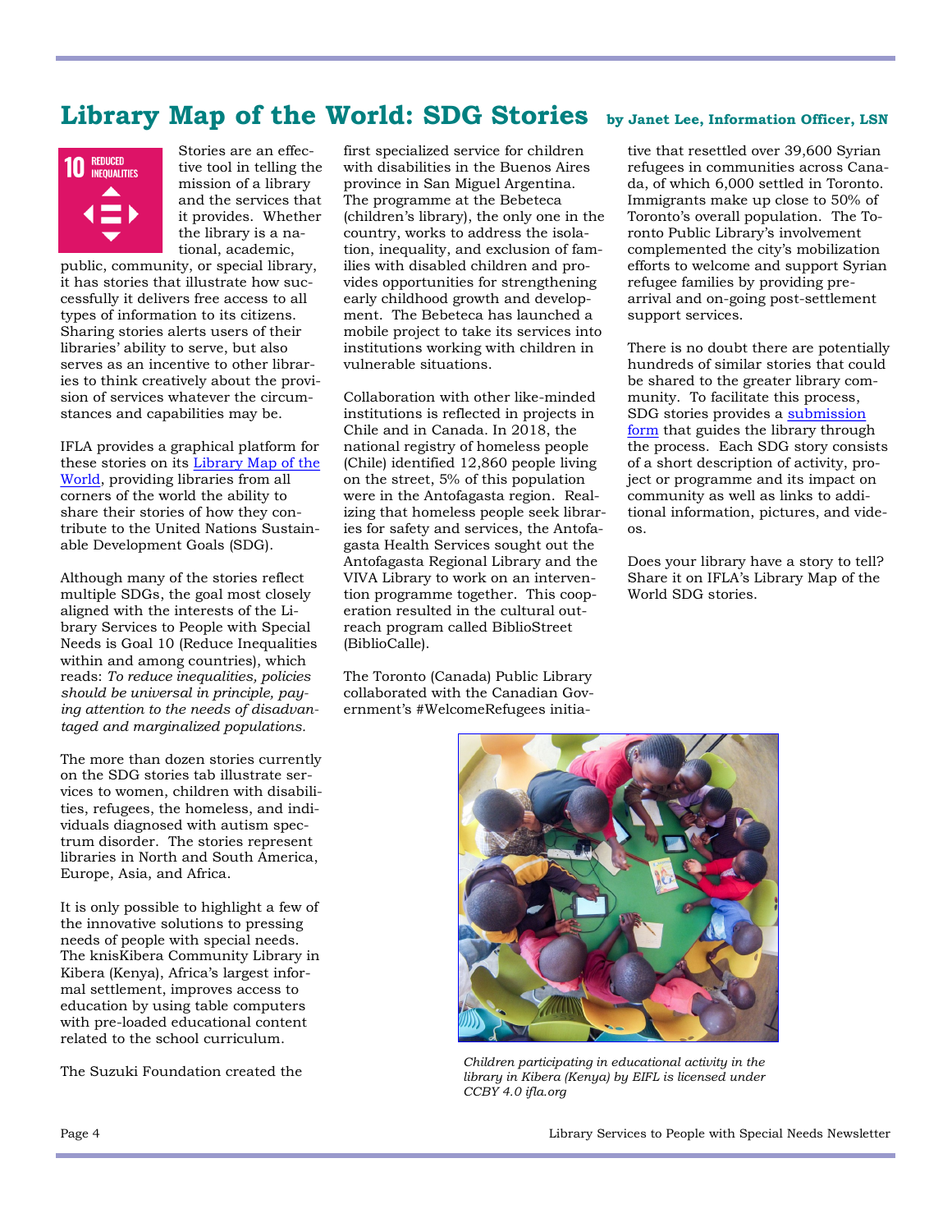# Library Map of the World: SDG Stories

**by Janet Lee, Information Officer, LSN**

Stories are an effective tool in telling the mission of a library and the services that it provides. Whether the library is a national, academic, public, community, or special library, it has stories that illustrate how successfully it delivers free access to all types of information to its citizens. Sharing stories alerts users of their libraries' ability to serve, but also serves as an incentive to other libraries to think creatively about the provision of services whatever the circumstances and capabilities may be.

IFLA provides a graphical platform for these stories on its Library Map of the World, providing libraries from all corners of the world the ability to share their stories of how they contribute to the United Nations Sustainable Development Goals (SDG).

Although many of the stories reflect multiple SDGs, the goal most closely aligned with the interests of the Library Services to People with Special Needs is Goal 10 (Reduce Inequalities within and among countries), which reads: *To reduce inequalities, policies should be universal in principle, paying attention to the needs of disadvantaged and marginalized populations.*

The more than dozen stories currently on the SDG stories tab illustrate services to women, children with disabilities, refugees, the homeless, and individuals diagnosed with autism spectrum disorder. The stories represent libraries in North and South America, Europe, Asia, and Africa.

It is only possible to highlight a few of the innovative solutions to pressing needs of people with special needs. The knisKibera Community Library in Kibera (Kenya), Africa's largest informal settlement, improves access to education by using table computers with pre-loaded educational content related to the school curriculum.

The Suzuki Foundation created the first specialized service for children with disabilities in the Buenos Aires province in San Miguel Argentina. The programme at the Bebeteca (children's library), the only one in the country, works to address the isolation, inequality, and exclusion of families with disabled children and provides opportunities for strengthening early childhood growth and development. The Bebeteca has launched a mobile project to take its services into institutions working with children in vulnerable situations.

Collaboration with other like-minded institutions is reflected in projects in Chile and in Canada. In 2018, the national registry of homeless people (Chile) identified 12,860 people living on the street, 5% of this population were in the Antofagasta region. Realizing that homeless people seek libraries for safety and services, the Antofagasta Health Services sought out the Antofagasta Regional Library and the VIVA Library to work on an intervention programme together. This cooperation resulted in the cultural outreach program called BiblioStreet (BiblioCalle).

The Toronto (Canada) Public Library collaborated with the Canadian Government's #WelcomeRefugees initiative that resettled over 39,600 Syrian refugees in communities across Canada, of which 6,000 settled in Toronto. Immigrants make up close to 50% of Toronto's overall population. The Toronto Public Library's involvement complemented the city's mobilization efforts to welcome and support Syrian refugee families by providing pre-arrival and on-going post-settlement support services.

There is no doubt there are potentially hundreds of similar stories that could be shared to the greater library community. To facilitate this process, SDG stories provides a submission form that guides the library through the process. Each SDG story consists of a short description of activity, project or programme and its impact on community as well as links to additional information, pictures, and videos.

Does your library have a story to tell? Share it on IFLA's Library Map of the World SDG stories.

*Children participating in educational activity in the library in Kibera (Kenya) by EIFL is licensed under CCBY 4.0 ifla.org*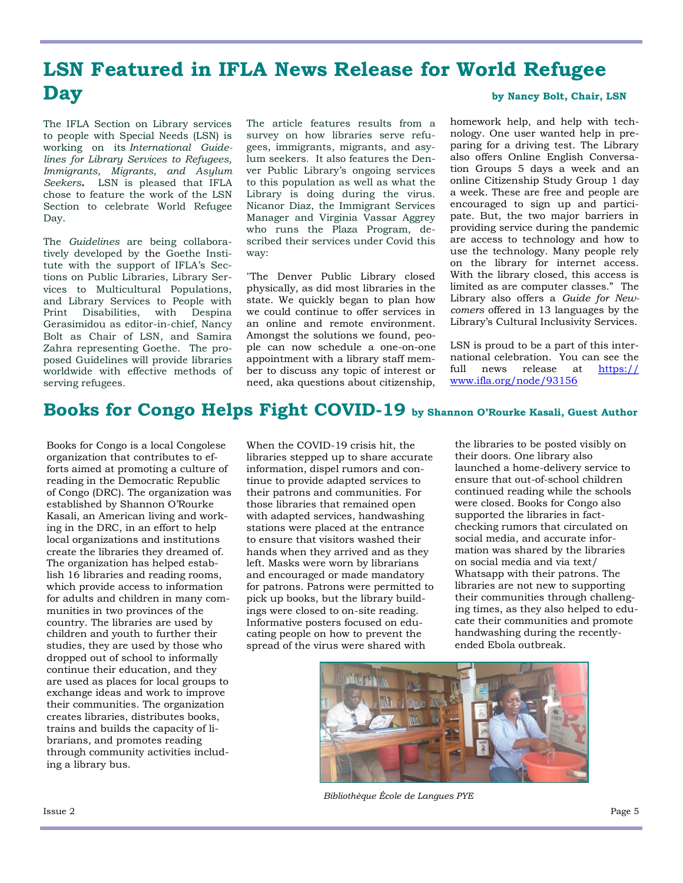# LSN Featured in IFLA News Release for World Refugee Day

**by Nancy Bolt, Chair, LSN**

The IFLA Section on Library services to people with Special Needs (LSN) is working on its *International Guidelines for Library Services to Refugees, Immigrants, Migrants, and Asylum Seekers***.** LSN is pleased that IFLA chose to feature the work of the LSN Section to celebrate World Refugee Day.

The *Guidelines* are being collaboratively developed by the Goethe Institute with the support of IFLA's Sections on Public Libraries, Library Services to Multicultural Populations, and Library Services to People with Print Disabilities, with Despina Gerasimidou as editor-in-chief, Nancy Bolt as Chair of LSN, and Samira Zahra representing Goethe. The proposed Guidelines will provide libraries worldwide with effective methods of serving refugees.

The article features results from a survey on how libraries serve refugees, immigrants, migrants, and asylum seekers. It also features the Denver Public Library's ongoing services to this population as well as what the Library is doing during the virus. Nicanor Diaz, the Immigrant Services Manager and Virginia Vassar Aggrey who runs the Plaza Program, described their services under Covid this way:

"The Denver Public Library closed physically, as did most libraries in the state. We quickly began to plan how we could continue to offer services in an online and remote environment. Amongst the solutions we found, people can now schedule a one-on-one appointment with a library staff member to discuss any topic of interest or need, aka questions about citizenship, homework help, and help with technology. One user wanted help in preparing for a driving test. The Library also offers Online English Conversation Groups 5 days a week and an online Citizenship Study Group 1 day a week. These are free and people are encouraged to sign up and participate. But, the two major barriers in providing service during the pandemic are access to technology and how to use the technology. Many people rely on the library for internet access. With the library closed, this access is limited as are computer classes." The Library also offers a *Guide for Newcomers* offered in 13 languages by the Library's Cultural Inclusivity Services.

LSN is proud to be a part of this international celebration. You can see the full news release at https://www.ifla.org/node/93156

# Books for Congo Helps Fight COVID-19

**by Shannon O'Rourke Kasali, Guest Author**

Books for Congo is a local Congolese organization that contributes to efforts aimed at promoting a culture of reading in the Democratic Republic of Congo (DRC). The organization was established by Shannon O'Rourke Kasali, an American living and working in the DRC, in an effort to help local organizations and institutions create the libraries they dreamed of. The organization has helped establish 16 libraries and reading rooms, which provide access to information for adults and children in many communities in two provinces of the country. The libraries are used by children and youth to further their studies, they are used by those who dropped out of school to informally continue their education, and they are used as places for local groups to exchange ideas and work to improve their communities. The organization creates libraries, distributes books, trains and builds the capacity of librarians, and promotes reading through community activities including a library bus.

When the COVID-19 crisis hit, the libraries stepped up to share accurate information, dispel rumors and continue to provide adapted services to their patrons and communities. For those libraries that remained open with adapted services, handwashing stations were placed at the entrance to ensure that visitors washed their hands when they arrived and as they left. Masks were worn by librarians and encouraged or made mandatory for patrons. Patrons were permitted to pick up books, but the library buildings were closed to on-site reading. Informative posters focused on educating people on how to prevent the spread of the virus were shared with the libraries to be posted visibly on their doors. One library also launched a home-delivery service to ensure that out-of-school children continued reading while the schools were closed. Books for Congo also supported the libraries in fact-checking rumors that circulated on social media, and accurate information was shared by the libraries on social media and via text/Whatsapp with their patrons. The libraries are not new to supporting their communities through challenging times, as they also helped to educate their communities and promote handwashing during the recently-ended Ebola outbreak.

*Bibliothèque École de Langues PYE*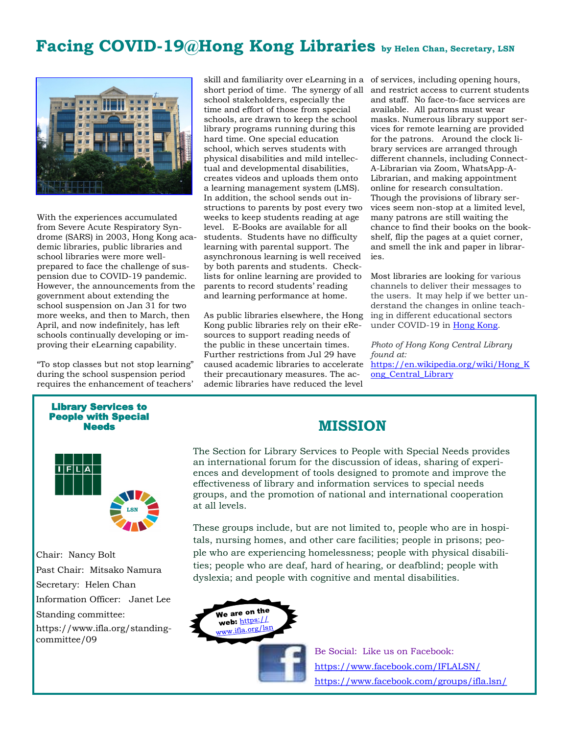# Facing COVID-19@Hong Kong Libraries by Helen Chan, Secretary, LSN

With the experiences accumulated from Severe Acute Respiratory Syndrome (SARS) in 2003, Hong Kong academic libraries, public libraries and school libraries were more well-prepared to face the challenge of suspension due to COVID-19 pandemic. However, the announcements from the government about extending the school suspension on Jan 31 for two more weeks, and then to March, then April, and now indefinitely, has left schools continually developing or improving their eLearning capability.

"To stop classes but not stop learning" during the school suspension period requires the enhancement of teachers' skill and familiarity over eLearning in a short period of time. The synergy of all school stakeholders, especially the time and effort of those from special schools, are drawn to keep the school library programs running during this hard time. One special education school, which serves students with physical disabilities and mild intellectual and developmental disabilities, creates videos and uploads them onto a learning management system (LMS). In addition, the school sends out instructions to parents by post every two weeks to keep students reading at age level. E-Books are available for all students. Students have no difficulty learning with parental support. The asynchronous learning is well received by both parents and students. Checklists for online learning are provided to parents to record students' reading and learning performance at home.

As public libraries elsewhere, the Hong Kong public libraries rely on their eResources to support reading needs of the public in these uncertain times. Further restrictions from Jul 29 have caused academic libraries to accelerate their precautionary measures. The academic libraries have reduced the level of services, including opening hours, and restrict access to current students and staff. No face-to-face services are available. All patrons must wear masks. Numerous library support services for remote learning are provided for the patrons. Around the clock library services are arranged through different channels, including Connect-A-Librarian via Zoom, WhatsApp-A-Librarian, and making appointment online for research consultation. Though the provisions of library services seem non-stop at a limited level, many patrons are still waiting the chance to find their books on the bookshelf, flip the pages at a quiet corner, and smell the ink and paper in libraries.

Most libraries are looking for various channels to deliver their messages to the users. It may help if we better understand the changes in online teaching in different educational sectors under COVID-19 in Hong Kong.

*Photo of Hong Kong Central Library found at:* https://en.wikipedia.org/wiki/Hong_Kong_Central_Library

---

**Library Services to People with Special Needs**

IFLA

LSN

Chair: Nancy Bolt

Past Chair: Mitsako Namura

Secretary: Helen Chan

Information Officer: Janet Lee

Standing committee: https://www.ifla.org/standing-committee/09

## MISSION

The Section for Library Services to People with Special Needs provides an international forum for the discussion of ideas, sharing of experiences and development of tools designed to promote and improve the effectiveness of library and information services to special needs groups, and the promotion of national and international cooperation at all levels.

These groups include, but are not limited to, people who are in hospitals, nursing homes, and other care facilities; people in prisons; people who are experiencing homelessness; people with physical disabilities; people who are deaf, hard of hearing, or deafblind; people with dyslexia; and people with cognitive and mental disabilities.

We are on the web: https://www.ifla.org/lsn

Be Social: Like us on Facebook:

https://www.facebook.com/IFLALSN/

https://www.facebook.com/groups/ifla.lsn/